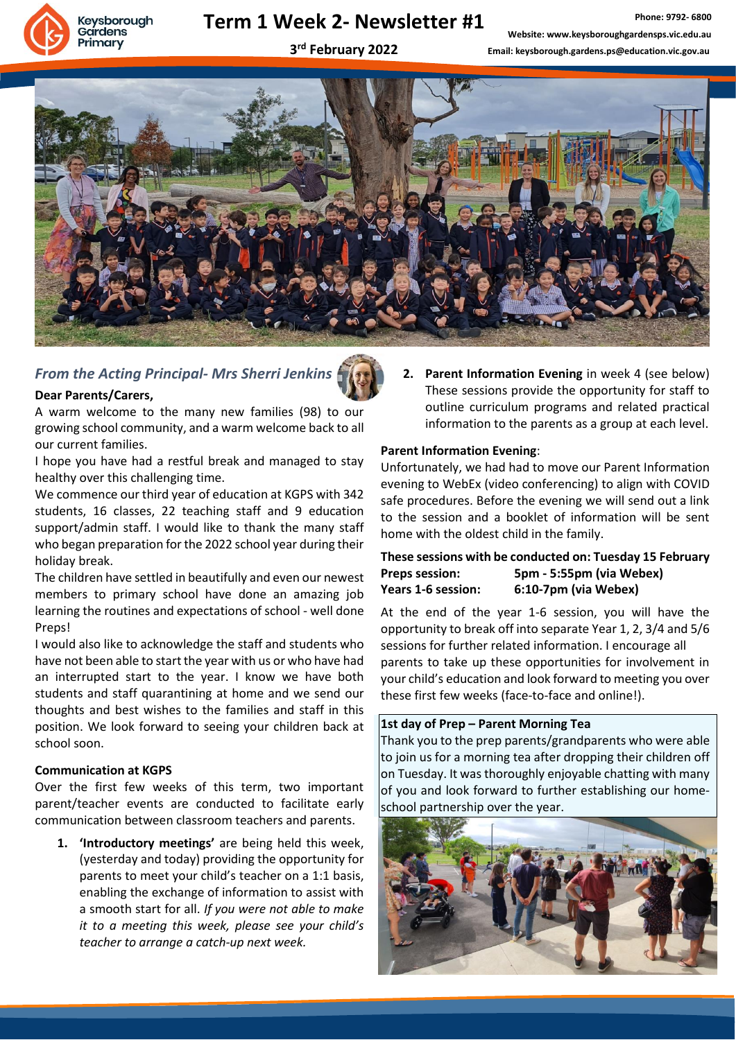# Term 1 Week 2- Newsletter #1

**3rd February 2022**

Phone: 9792- 6800

Website: www.keysboroughgardensps.vic.edu.au

Email: keysborough.gardens.ps@education.vic.gov.au

## *From the Acting Principal- Mrs Sherri Jenkins*

**Dear Parents/Carers,**

A warm welcome to the many new families (98) to our growing school community, and a warm welcome back to all our current families.

I hope you have had a restful break and managed to stay healthy over this challenging time.

We commence our third year of education at KGPS with 342 students, 16 classes, 22 teaching staff and 9 education support/admin staff. I would like to thank the many staff who began preparation for the 2022 school year during their holiday break.

The children have settled in beautifully and even our newest members to primary school have done an amazing job learning the routines and expectations of school - well done Preps!

I would also like to acknowledge the staff and students who have not been able to start the year with us or who have had an interrupted start to the year. I know we have both students and staff quarantining at home and we send our thoughts and best wishes to the families and staff in this position. We look forward to seeing your children back at school soon.

**Communication at KGPS**

Over the first few weeks of this term, two important parent/teacher events are conducted to facilitate early communication between classroom teachers and parents.

1. **'Introductory meetings'** are being held this week, (yesterday and today) providing the opportunity for parents to meet your child's teacher on a 1:1 basis, enabling the exchange of information to assist with a smooth start for all. *If you were not able to make it to a meeting this week, please see your child's teacher to arrange a catch-up next week.*
2. **Parent Information Evening** in week 4 (see below) These sessions provide the opportunity for staff to outline curriculum programs and related practical information to the parents as a group at each level.

**Parent Information Evening**:

Unfortunately, we had had to move our Parent Information evening to WebEx (video conferencing) to align with COVID safe procedures. Before the evening we will send out a link to the session and a booklet of information will be sent home with the oldest child in the family.

**These sessions with be conducted on: Tuesday 15 February**

**Preps session:** **5pm - 5:55pm (via Webex)**

**Years 1-6 session:** **6:10-7pm (via Webex)**

At the end of the year 1-6 session, you will have the opportunity to break off into separate Year 1, 2, 3/4 and 5/6 sessions for further related information. I encourage all parents to take up these opportunities for involvement in your child's education and look forward to meeting you over these first few weeks (face-to-face and online!).

**1st day of Prep – Parent Morning Tea**

Thank you to the prep parents/grandparents who were able to join us for a morning tea after dropping their children off on Tuesday. It was thoroughly enjoyable chatting with many of you and look forward to further establishing our home-school partnership over the year.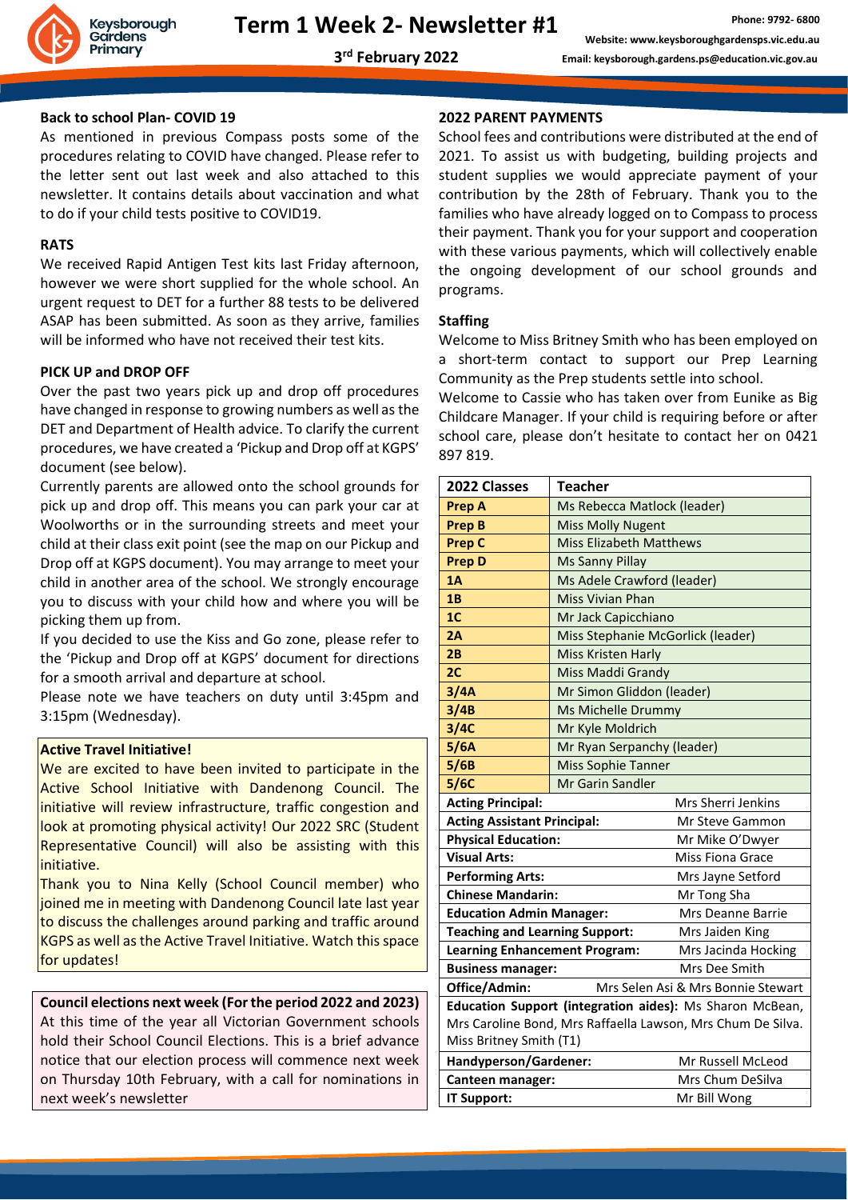# Term 1 Week 2- Newsletter #1

**3rd February 2022**

Phone: 9792- 6800

Website: www.keysboroughgardensps.vic.edu.au

Email: keysborough.gardens.ps@education.vic.gov.au

**Back to school Plan- COVID 19**

As mentioned in previous Compass posts some of the procedures relating to COVID have changed. Please refer to the letter sent out last week and also attached to this newsletter. It contains details about vaccination and what to do if your child tests positive to COVID19.

**RATS**

We received Rapid Antigen Test kits last Friday afternoon, however we were short supplied for the whole school. An urgent request to DET for a further 88 tests to be delivered ASAP has been submitted. As soon as they arrive, families will be informed who have not received their test kits.

**PICK UP and DROP OFF**

Over the past two years pick up and drop off procedures have changed in response to growing numbers as well as the DET and Department of Health advice. To clarify the current procedures, we have created a 'Pickup and Drop off at KGPS' document (see below).

Currently parents are allowed onto the school grounds for pick up and drop off. This means you can park your car at Woolworths or in the surrounding streets and meet your child at their class exit point (see the map on our Pickup and Drop off at KGPS document). You may arrange to meet your child in another area of the school. We strongly encourage you to discuss with your child how and where you will be picking them up from.

If you decided to use the Kiss and Go zone, please refer to the 'Pickup and Drop off at KGPS' document for directions for a smooth arrival and departure at school.

Please note we have teachers on duty until 3:45pm and 3:15pm (Wednesday).

**Active Travel Initiative!**

We are excited to have been invited to participate in the Active School Initiative with Dandenong Council. The initiative will review infrastructure, traffic congestion and look at promoting physical activity! Our 2022 SRC (Student Representative Council) will also be assisting with this initiative.

Thank you to Nina Kelly (School Council member) who joined me in meeting with Dandenong Council late last year to discuss the challenges around parking and traffic around KGPS as well as the Active Travel Initiative. Watch this space for updates!

**Council elections next week (For the period 2022 and 2023)**

At this time of the year all Victorian Government schools hold their School Council Elections. This is a brief advance notice that our election process will commence next week on Thursday 10th February, with a call for nominations in next week's newsletter

**2022 PARENT PAYMENTS**

School fees and contributions were distributed at the end of 2021. To assist us with budgeting, building projects and student supplies we would appreciate payment of your contribution by the 28th of February. Thank you to the families who have already logged on to Compass to process their payment. Thank you for your support and cooperation with these various payments, which will collectively enable the ongoing development of our school grounds and programs.

**Staffing**

Welcome to Miss Britney Smith who has been employed on a short-term contact to support our Prep Learning Community as the Prep students settle into school.

Welcome to Cassie who has taken over from Eunike as Big Childcare Manager. If your child is requiring before or after school care, please don't hesitate to contact her on 0421 897 819.

| 2022 Classes | Teacher |
|---|---|
| **Prep A** | Ms Rebecca Matlock (leader) |
| **Prep B** | Miss Molly Nugent |
| **Prep C** | Miss Elizabeth Matthews |
| **Prep D** | Ms Sanny Pillay |
| **1A** | Ms Adele Crawford (leader) |
| **1B** | Miss Vivian Phan |
| **1C** | Mr Jack Capicchiano |
| **2A** | Miss Stephanie McGorlick (leader) |
| **2B** | Miss Kristen Harly |
| **2C** | Miss Maddi Grandy |
| **3/4A** | Mr Simon Gliddon (leader) |
| **3/4B** | Ms Michelle Drummy |
| **3/4C** | Mr Kyle Moldrich |
| **5/6A** | Mr Ryan Serpanchy (leader) |
| **5/6B** | Miss Sophie Tanner |
| **5/6C** | Mr Garin Sandler |
| **Acting Principal:** | Mrs Sherri Jenkins |
| **Acting Assistant Principal:** | Mr Steve Gammon |
| **Physical Education:** | Mr Mike O'Dwyer |
| **Visual Arts:** | Miss Fiona Grace |
| **Performing Arts:** | Mrs Jayne Setford |
| **Chinese Mandarin:** | Mr Tong Sha |
| **Education Admin Manager:** | Mrs Deanne Barrie |
| **Teaching and Learning Support:** | Mrs Jaiden King |
| **Learning Enhancement Program:** | Mrs Jacinda Hocking |
| **Business manager:** | Mrs Dee Smith |
| **Office/Admin:** | Mrs Selen Asi & Mrs Bonnie Stewart |
| **Education Support (integration aides):** Ms Sharon McBean, Mrs Caroline Bond, Mrs Raffaella Lawson, Mrs Chum De Silva. Miss Britney Smith (T1) | |
| **Handyperson/Gardener:** | Mr Russell McLeod |
| **Canteen manager:** | Mrs Chum DeSilva |
| **IT Support:** | Mr Bill Wong |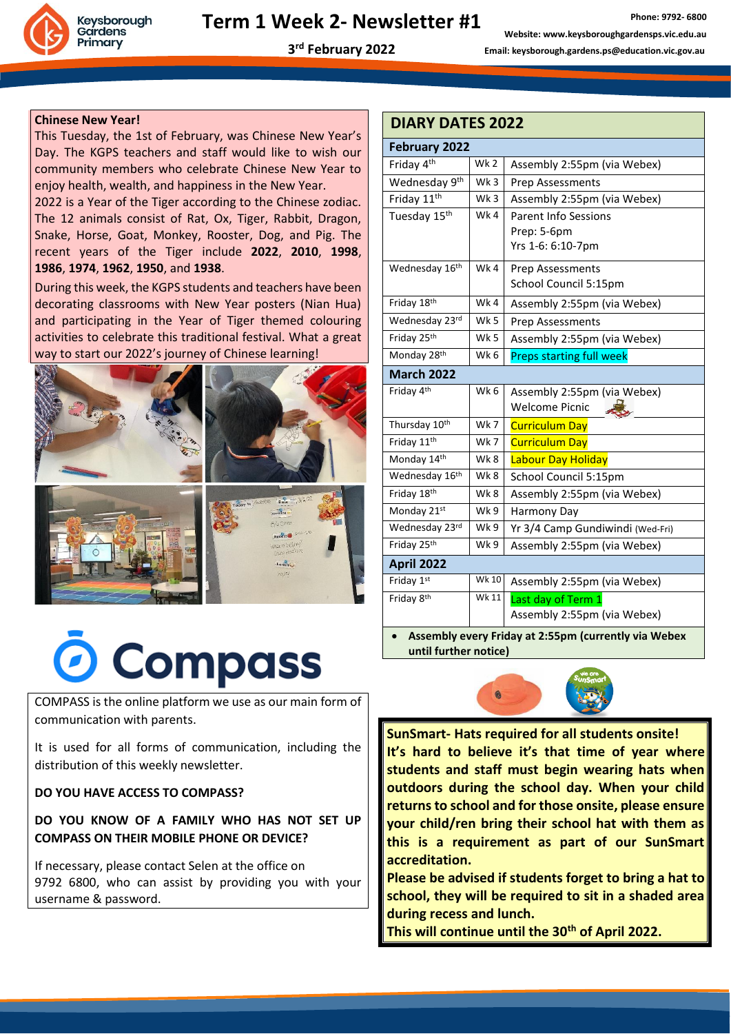# Term 1 Week 2- Newsletter #1

**3rd February 2022**

Phone: 9792- 6800
Website: www.keysboroughgardensps.vic.edu.au
Email: keysborough.gardens.ps@education.vic.gov.au

## Chinese New Year!

This Tuesday, the 1st of February, was Chinese New Year's Day. The KGPS teachers and staff would like to wish our community members who celebrate Chinese New Year to enjoy health, wealth, and happiness in the New Year.

2022 is a Year of the Tiger according to the Chinese zodiac. The 12 animals consist of Rat, Ox, Tiger, Rabbit, Dragon, Snake, Horse, Goat, Monkey, Rooster, Dog, and Pig. The recent years of the Tiger include **2022**, **2010**, **1998**, **1986**, **1974**, **1962**, **1950**, and **1938**.

During this week, the KGPS students and teachers have been decorating classrooms with New Year posters (Nian Hua) and participating in the Year of Tiger themed colouring activities to celebrate this traditional festival. What a great way to start our 2022's journey of Chinese learning!

## Compass

COMPASS is the online platform we use as our main form of communication with parents.

It is used for all forms of communication, including the distribution of this weekly newsletter.

**DO YOU HAVE ACCESS TO COMPASS?**

**DO YOU KNOW OF A FAMILY WHO HAS NOT SET UP COMPASS ON THEIR MOBILE PHONE OR DEVICE?**

If necessary, please contact Selen at the office on 9792 6800, who can assist by providing you with your username & password.

## DIARY DATES 2022

| Date | Week | Event |
|---|---|---|
| **February 2022** | | |
| Friday 4th | Wk 2 | Assembly 2:55pm (via Webex) |
| Wednesday 9th | Wk 3 | Prep Assessments |
| Friday 11th | Wk 3 | Assembly 2:55pm (via Webex) |
| Tuesday 15th | Wk 4 | Parent Info Sessions<br>Prep: 5-6pm<br>Yrs 1-6: 6:10-7pm |
| Wednesday 16th | Wk 4 | Prep Assessments<br>School Council 5:15pm |
| Friday 18th | Wk 4 | Assembly 2:55pm (via Webex) |
| Wednesday 23rd | Wk 5 | Prep Assessments |
| Friday 25th | Wk 5 | Assembly 2:55pm (via Webex) |
| Monday 28th | Wk 6 | Preps starting full week |
| **March 2022** | | |
| Friday 4th | Wk 6 | Assembly 2:55pm (via Webex)<br>Welcome Picnic |
| Thursday 10th | Wk 7 | Curriculum Day |
| Friday 11th | Wk 7 | Curriculum Day |
| Monday 14th | Wk 8 | Labour Day Holiday |
| Wednesday 16th | Wk 8 | School Council 5:15pm |
| Friday 18th | Wk 8 | Assembly 2:55pm (via Webex) |
| Monday 21st | Wk 9 | Harmony Day |
| Wednesday 23rd | Wk 9 | Yr 3/4 Camp Gundiwindi (Wed-Fri) |
| Friday 25th | Wk 9 | Assembly 2:55pm (via Webex) |
| **April 2022** | | |
| Friday 1st | Wk 10 | Assembly 2:55pm (via Webex) |
| Friday 8th | Wk 11 | Last day of Term 1<br>Assembly 2:55pm (via Webex) |

- **Assembly every Friday at 2:55pm (currently via Webex until further notice)**

**SunSmart- Hats required for all students onsite!**

**It's hard to believe it's that time of year where students and staff must begin wearing hats when outdoors during the school day. When your child returns to school and for those onsite, please ensure your child/ren bring their school hat with them as this is a requirement as part of our SunSmart accreditation.**

**Please be advised if students forget to bring a hat to school, they will be required to sit in a shaded area during recess and lunch.**

**This will continue until the 30th of April 2022.**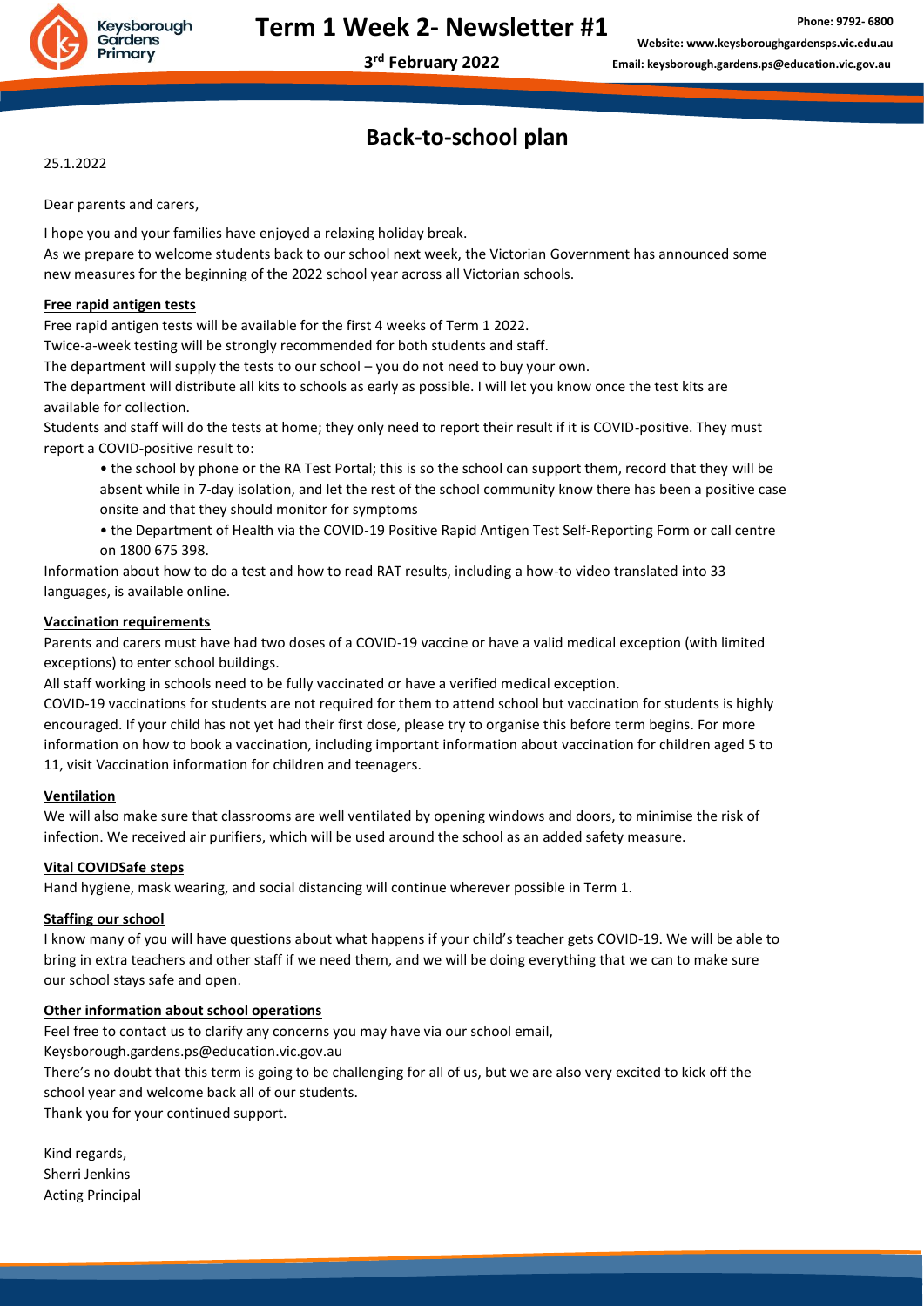# Term 1 Week 2- Newsletter #1

**3rd February 2022**

## Back-to-school plan

25.1.2022

Dear parents and carers,

I hope you and your families have enjoyed a relaxing holiday break.
As we prepare to welcome students back to our school next week, the Victorian Government has announced some new measures for the beginning of the 2022 school year across all Victorian schools.

**Free rapid antigen tests**

Free rapid antigen tests will be available for the first 4 weeks of Term 1 2022.
Twice-a-week testing will be strongly recommended for both students and staff.
The department will supply the tests to our school – you do not need to buy your own.
The department will distribute all kits to schools as early as possible. I will let you know once the test kits are available for collection.
Students and staff will do the tests at home; they only need to report their result if it is COVID-positive. They must report a COVID-positive result to:

- the school by phone or the RA Test Portal; this is so the school can support them, record that they will be absent while in 7-day isolation, and let the rest of the school community know there has been a positive case onsite and that they should monitor for symptoms
- the Department of Health via the COVID-19 Positive Rapid Antigen Test Self-Reporting Form or call centre on 1800 675 398.

Information about how to do a test and how to read RAT results, including a how-to video translated into 33 languages, is available online.

**Vaccination requirements**

Parents and carers must have had two doses of a COVID-19 vaccine or have a valid medical exception (with limited exceptions) to enter school buildings.
All staff working in schools need to be fully vaccinated or have a verified medical exception.
COVID-19 vaccinations for students are not required for them to attend school but vaccination for students is highly encouraged. If your child has not yet had their first dose, please try to organise this before term begins. For more information on how to book a vaccination, including important information about vaccination for children aged 5 to 11, visit Vaccination information for children and teenagers.

**Ventilation**

We will also make sure that classrooms are well ventilated by opening windows and doors, to minimise the risk of infection. We received air purifiers, which will be used around the school as an added safety measure.

**Vital COVIDSafe steps**

Hand hygiene, mask wearing, and social distancing will continue wherever possible in Term 1.

**Staffing our school**

I know many of you will have questions about what happens if your child's teacher gets COVID-19. We will be able to bring in extra teachers and other staff if we need them, and we will be doing everything that we can to make sure our school stays safe and open.

**Other information about school operations**

Feel free to contact us to clarify any concerns you may have via our school email,
Keysborough.gardens.ps@education.vic.gov.au
There's no doubt that this term is going to be challenging for all of us, but we are also very excited to kick off the school year and welcome back all of our students.
Thank you for your continued support.

Kind regards,
Sherri Jenkins
Acting Principal